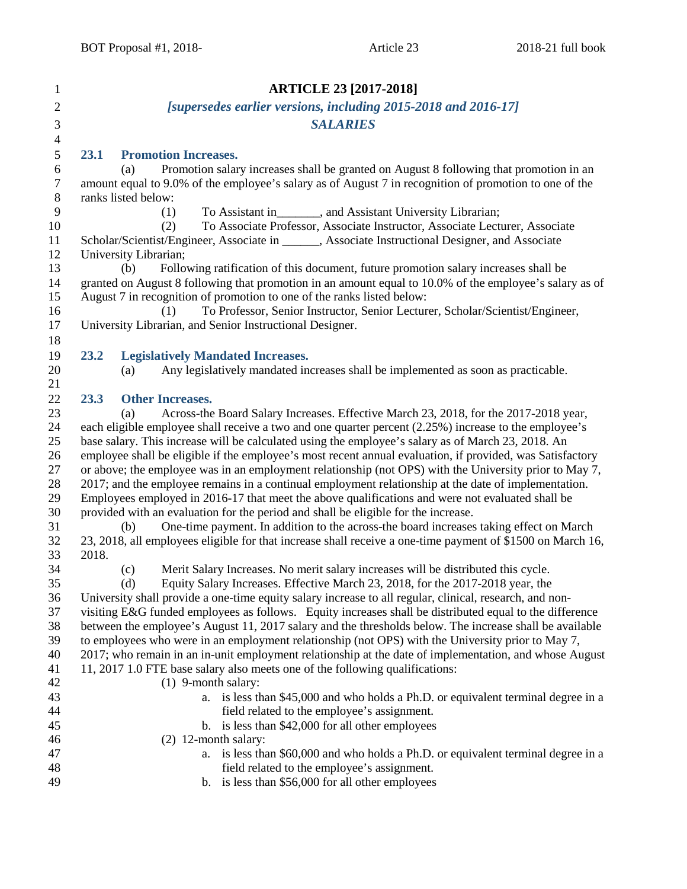# ARTICLE 23 [2017-2018]

***[supersedes earlier versions, including 2015-2018 and 2016-17]***

***SALARIES***

## 23.1 Promotion Increases.

(a) Promotion salary increases shall be granted on August 8 following that promotion in an amount equal to 9.0% of the employee's salary as of August 7 in recognition of promotion to one of the ranks listed below:

(1) To Assistant in_______, and Assistant University Librarian;

(2) To Associate Professor, Associate Instructor, Associate Lecturer, Associate Scholar/Scientist/Engineer, Associate in ______, Associate Instructional Designer, and Associate University Librarian;

(b) Following ratification of this document, future promotion salary increases shall be granted on August 8 following that promotion in an amount equal to 10.0% of the employee's salary as of August 7 in recognition of promotion to one of the ranks listed below:

(1) To Professor, Senior Instructor, Senior Lecturer, Scholar/Scientist/Engineer, University Librarian, and Senior Instructional Designer.

## 23.2 Legislatively Mandated Increases.

(a) Any legislatively mandated increases shall be implemented as soon as practicable.

## 23.3 Other Increases.

(a) Across-the Board Salary Increases. Effective March 23, 2018, for the 2017-2018 year, each eligible employee shall receive a two and one quarter percent (2.25%) increase to the employee's base salary. This increase will be calculated using the employee's salary as of March 23, 2018. An employee shall be eligible if the employee's most recent annual evaluation, if provided, was Satisfactory or above; the employee was in an employment relationship (not OPS) with the University prior to May 7, 2017; and the employee remains in a continual employment relationship at the date of implementation. Employees employed in 2016-17 that meet the above qualifications and were not evaluated shall be provided with an evaluation for the period and shall be eligible for the increase.

(b) One-time payment. In addition to the across-the board increases taking effect on March 23, 2018, all employees eligible for that increase shall receive a one-time payment of $1500 on March 16, 2018.

(c) Merit Salary Increases. No merit salary increases will be distributed this cycle.

(d) Equity Salary Increases. Effective March 23, 2018, for the 2017-2018 year, the University shall provide a one-time equity salary increase to all regular, clinical, research, and non-visiting E&G funded employees as follows. Equity increases shall be distributed equal to the difference between the employee's August 11, 2017 salary and the thresholds below. The increase shall be available to employees who were in an employment relationship (not OPS) with the University prior to May 7, 2017; who remain in an in-unit employment relationship at the date of implementation, and whose August 11, 2017 1.0 FTE base salary also meets one of the following qualifications:

(1) 9-month salary:

a. is less than $45,000 and who holds a Ph.D. or equivalent terminal degree in a field related to the employee's assignment.

b. is less than $42,000 for all other employees

(2) 12-month salary:

a. is less than $60,000 and who holds a Ph.D. or equivalent terminal degree in a field related to the employee's assignment.

b. is less than $56,000 for all other employees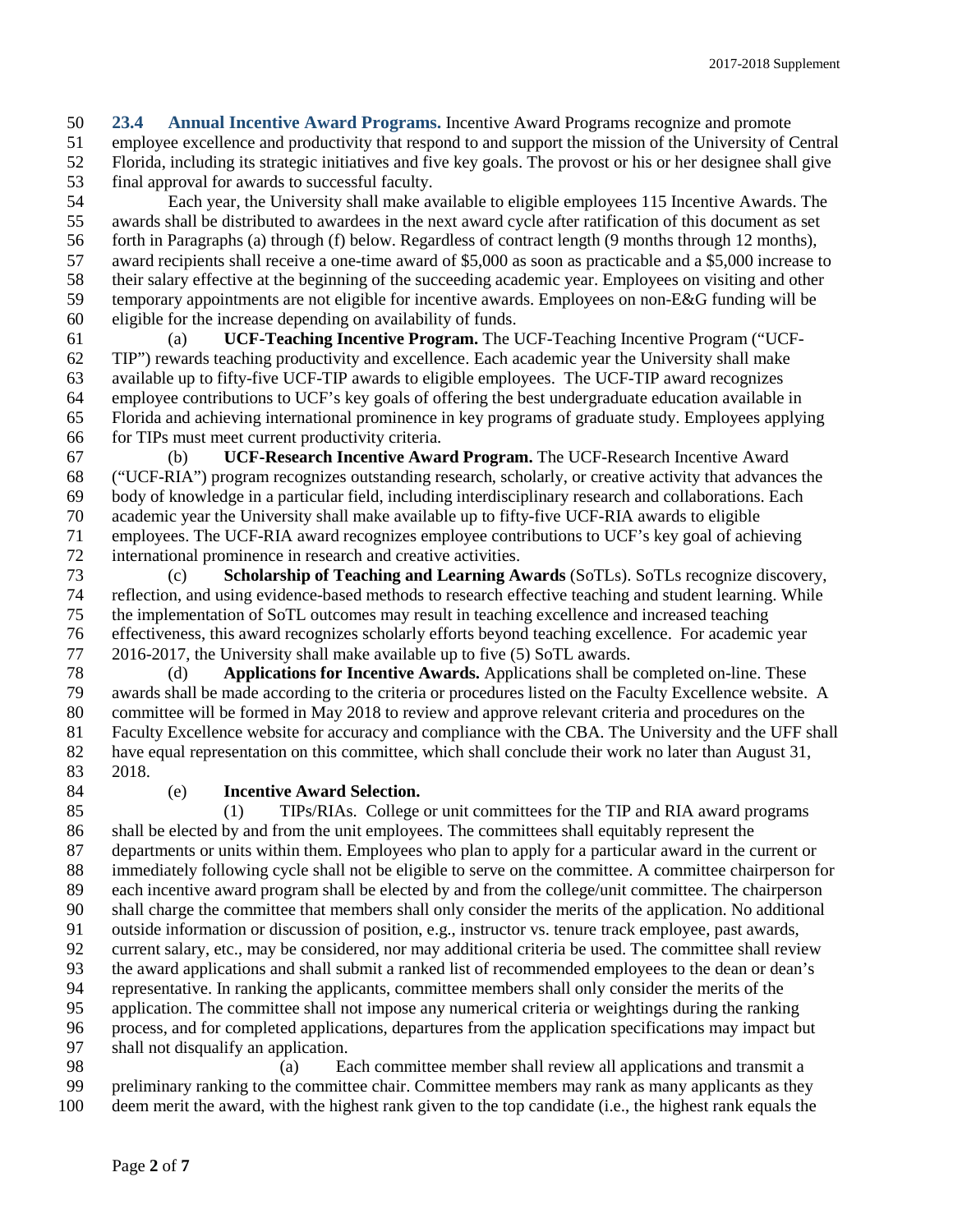**23.4 Annual Incentive Award Programs.** Incentive Award Programs recognize and promote employee excellence and productivity that respond to and support the mission of the University of Central Florida, including its strategic initiatives and five key goals. The provost or his or her designee shall give final approval for awards to successful faculty.

Each year, the University shall make available to eligible employees 115 Incentive Awards. The awards shall be distributed to awardees in the next award cycle after ratification of this document as set forth in Paragraphs (a) through (f) below. Regardless of contract length (9 months through 12 months), award recipients shall receive a one-time award of $5,000 as soon as practicable and a $5,000 increase to their salary effective at the beginning of the succeeding academic year. Employees on visiting and other temporary appointments are not eligible for incentive awards. Employees on non-E&G funding will be eligible for the increase depending on availability of funds.

(a) **UCF-Teaching Incentive Program.** The UCF-Teaching Incentive Program ("UCF-TIP") rewards teaching productivity and excellence. Each academic year the University shall make available up to fifty-five UCF-TIP awards to eligible employees. The UCF-TIP award recognizes employee contributions to UCF's key goals of offering the best undergraduate education available in Florida and achieving international prominence in key programs of graduate study. Employees applying for TIPs must meet current productivity criteria.

(b) **UCF-Research Incentive Award Program.** The UCF-Research Incentive Award ("UCF-RIA") program recognizes outstanding research, scholarly, or creative activity that advances the body of knowledge in a particular field, including interdisciplinary research and collaborations. Each academic year the University shall make available up to fifty-five UCF-RIA awards to eligible employees. The UCF-RIA award recognizes employee contributions to UCF's key goal of achieving international prominence in research and creative activities.

(c) **Scholarship of Teaching and Learning Awards** (SoTLs). SoTLs recognize discovery, reflection, and using evidence-based methods to research effective teaching and student learning. While the implementation of SoTL outcomes may result in teaching excellence and increased teaching effectiveness, this award recognizes scholarly efforts beyond teaching excellence. For academic year 2016-2017, the University shall make available up to five (5) SoTL awards.

(d) **Applications for Incentive Awards.** Applications shall be completed on-line. These awards shall be made according to the criteria or procedures listed on the Faculty Excellence website. A committee will be formed in May 2018 to review and approve relevant criteria and procedures on the Faculty Excellence website for accuracy and compliance with the CBA. The University and the UFF shall have equal representation on this committee, which shall conclude their work no later than August 31, 2018.

(e) **Incentive Award Selection.**

(1) TIPs/RIAs. College or unit committees for the TIP and RIA award programs shall be elected by and from the unit employees. The committees shall equitably represent the departments or units within them. Employees who plan to apply for a particular award in the current or immediately following cycle shall not be eligible to serve on the committee. A committee chairperson for each incentive award program shall be elected by and from the college/unit committee. The chairperson shall charge the committee that members shall only consider the merits of the application. No additional outside information or discussion of position, e.g., instructor vs. tenure track employee, past awards, current salary, etc., may be considered, nor may additional criteria be used. The committee shall review the award applications and shall submit a ranked list of recommended employees to the dean or dean's representative. In ranking the applicants, committee members shall only consider the merits of the application. The committee shall not impose any numerical criteria or weightings during the ranking process, and for completed applications, departures from the application specifications may impact but shall not disqualify an application.

(a) Each committee member shall review all applications and transmit a preliminary ranking to the committee chair. Committee members may rank as many applicants as they deem merit the award, with the highest rank given to the top candidate (i.e., the highest rank equals the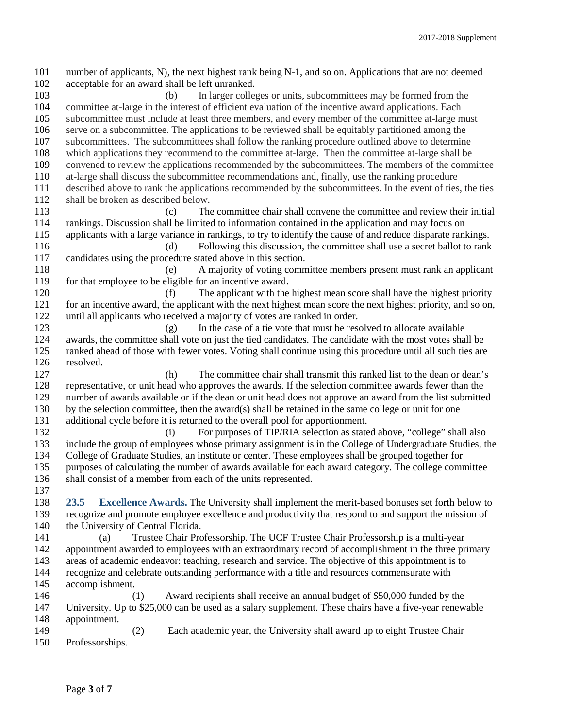number of applicants, N), the next highest rank being N-1, and so on. Applications that are not deemed acceptable for an award shall be left unranked.

(b) In larger colleges or units, subcommittees may be formed from the committee at-large in the interest of efficient evaluation of the incentive award applications. Each subcommittee must include at least three members, and every member of the committee at-large must serve on a subcommittee. The applications to be reviewed shall be equitably partitioned among the subcommittees. The subcommittees shall follow the ranking procedure outlined above to determine which applications they recommend to the committee at-large. Then the committee at-large shall be convened to review the applications recommended by the subcommittees. The members of the committee at-large shall discuss the subcommittee recommendations and, finally, use the ranking procedure described above to rank the applications recommended by the subcommittees. In the event of ties, the ties shall be broken as described below.

(c) The committee chair shall convene the committee and review their initial rankings. Discussion shall be limited to information contained in the application and may focus on applicants with a large variance in rankings, to try to identify the cause of and reduce disparate rankings.

(d) Following this discussion, the committee shall use a secret ballot to rank candidates using the procedure stated above in this section.

(e) A majority of voting committee members present must rank an applicant for that employee to be eligible for an incentive award.

(f) The applicant with the highest mean score shall have the highest priority for an incentive award, the applicant with the next highest mean score the next highest priority, and so on, until all applicants who received a majority of votes are ranked in order.

(g) In the case of a tie vote that must be resolved to allocate available awards, the committee shall vote on just the tied candidates. The candidate with the most votes shall be ranked ahead of those with fewer votes. Voting shall continue using this procedure until all such ties are resolved.

(h) The committee chair shall transmit this ranked list to the dean or dean's representative, or unit head who approves the awards. If the selection committee awards fewer than the number of awards available or if the dean or unit head does not approve an award from the list submitted by the selection committee, then the award(s) shall be retained in the same college or unit for one additional cycle before it is returned to the overall pool for apportionment.

(i) For purposes of TIP/RIA selection as stated above, "college" shall also include the group of employees whose primary assignment is in the College of Undergraduate Studies, the College of Graduate Studies, an institute or center. These employees shall be grouped together for purposes of calculating the number of awards available for each award category. The college committee shall consist of a member from each of the units represented.

**23.5 Excellence Awards.** The University shall implement the merit-based bonuses set forth below to recognize and promote employee excellence and productivity that respond to and support the mission of the University of Central Florida.

(a) Trustee Chair Professorship. The UCF Trustee Chair Professorship is a multi-year appointment awarded to employees with an extraordinary record of accomplishment in the three primary areas of academic endeavor: teaching, research and service. The objective of this appointment is to recognize and celebrate outstanding performance with a title and resources commensurate with accomplishment.

(1) Award recipients shall receive an annual budget of $50,000 funded by the University. Up to $25,000 can be used as a salary supplement. These chairs have a five-year renewable appointment.

(2) Each academic year, the University shall award up to eight Trustee Chair Professorships.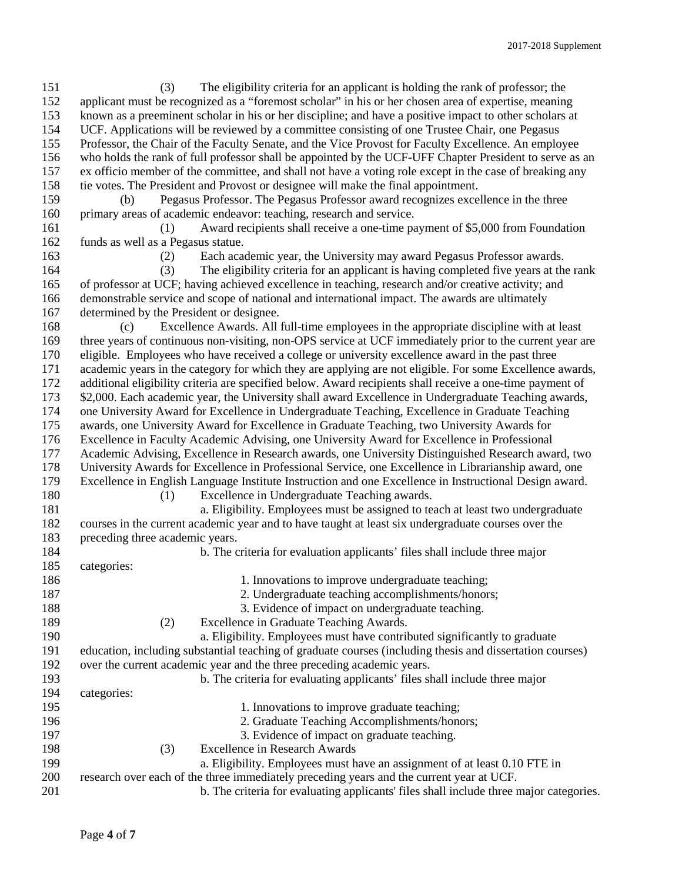(3) The eligibility criteria for an applicant is holding the rank of professor; the applicant must be recognized as a "foremost scholar" in his or her chosen area of expertise, meaning known as a preeminent scholar in his or her discipline; and have a positive impact to other scholars at UCF. Applications will be reviewed by a committee consisting of one Trustee Chair, one Pegasus Professor, the Chair of the Faculty Senate, and the Vice Provost for Faculty Excellence. An employee who holds the rank of full professor shall be appointed by the UCF-UFF Chapter President to serve as an ex officio member of the committee, and shall not have a voting role except in the case of breaking any tie votes. The President and Provost or designee will make the final appointment.

(b) Pegasus Professor. The Pegasus Professor award recognizes excellence in the three primary areas of academic endeavor: teaching, research and service.

(1) Award recipients shall receive a one-time payment of $5,000 from Foundation funds as well as a Pegasus statue.

(2) Each academic year, the University may award Pegasus Professor awards.

(3) The eligibility criteria for an applicant is having completed five years at the rank of professor at UCF; having achieved excellence in teaching, research and/or creative activity; and demonstrable service and scope of national and international impact. The awards are ultimately determined by the President or designee.

(c) Excellence Awards. All full-time employees in the appropriate discipline with at least three years of continuous non-visiting, non-OPS service at UCF immediately prior to the current year are eligible. Employees who have received a college or university excellence award in the past three academic years in the category for which they are applying are not eligible. For some Excellence awards, additional eligibility criteria are specified below. Award recipients shall receive a one-time payment of $2,000. Each academic year, the University shall award Excellence in Undergraduate Teaching awards, one University Award for Excellence in Undergraduate Teaching, Excellence in Graduate Teaching awards, one University Award for Excellence in Graduate Teaching, two University Awards for Excellence in Faculty Academic Advising, one University Award for Excellence in Professional Academic Advising, Excellence in Research awards, one University Distinguished Research award, two University Awards for Excellence in Professional Service, one Excellence in Librarianship award, one Excellence in English Language Institute Instruction and one Excellence in Instructional Design award.

(1) Excellence in Undergraduate Teaching awards.

a. Eligibility. Employees must be assigned to teach at least two undergraduate courses in the current academic year and to have taught at least six undergraduate courses over the preceding three academic years.

b. The criteria for evaluation applicants' files shall include three major categories:

1. Innovations to improve undergraduate teaching;
2. Undergraduate teaching accomplishments/honors;
3. Evidence of impact on undergraduate teaching.

(2) Excellence in Graduate Teaching Awards.

a. Eligibility. Employees must have contributed significantly to graduate education, including substantial teaching of graduate courses (including thesis and dissertation courses) over the current academic year and the three preceding academic years.

b. The criteria for evaluating applicants' files shall include three major categories:

1. Innovations to improve graduate teaching;
2. Graduate Teaching Accomplishments/honors;
3. Evidence of impact on graduate teaching.

(3) Excellence in Research Awards

a. Eligibility. Employees must have an assignment of at least 0.10 FTE in research over each of the three immediately preceding years and the current year at UCF.

b. The criteria for evaluating applicants' files shall include three major categories.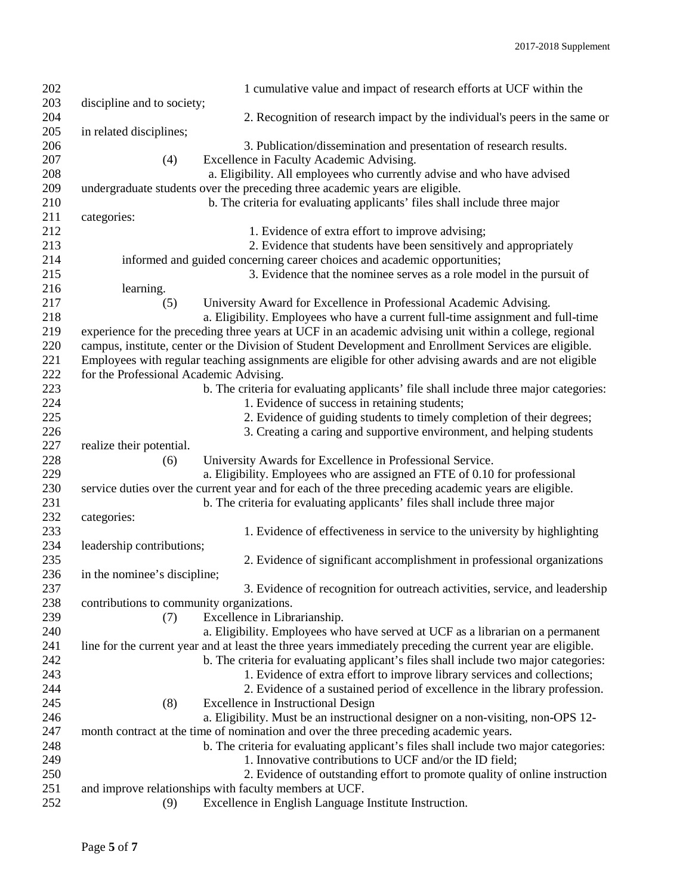1 cumulative value and impact of research efforts at UCF within the discipline and to society;

2. Recognition of research impact by the individual's peers in the same or in related disciplines;

3. Publication/dissemination and presentation of research results.

(4) Excellence in Faculty Academic Advising.

a. Eligibility. All employees who currently advise and who have advised undergraduate students over the preceding three academic years are eligible.

b. The criteria for evaluating applicants' files shall include three major categories:

1. Evidence of extra effort to improve advising;

2. Evidence that students have been sensitively and appropriately informed and guided concerning career choices and academic opportunities;

3. Evidence that the nominee serves as a role model in the pursuit of learning.

(5) University Award for Excellence in Professional Academic Advising.

a. Eligibility. Employees who have a current full-time assignment and full-time experience for the preceding three years at UCF in an academic advising unit within a college, regional campus, institute, center or the Division of Student Development and Enrollment Services are eligible. Employees with regular teaching assignments are eligible for other advising awards and are not eligible for the Professional Academic Advising.

b. The criteria for evaluating applicants' file shall include three major categories:

1. Evidence of success in retaining students;

2. Evidence of guiding students to timely completion of their degrees;

3. Creating a caring and supportive environment, and helping students realize their potential.

(6) University Awards for Excellence in Professional Service.

a. Eligibility. Employees who are assigned an FTE of 0.10 for professional service duties over the current year and for each of the three preceding academic years are eligible.

b. The criteria for evaluating applicants' files shall include three major categories:

1. Evidence of effectiveness in service to the university by highlighting leadership contributions;

2. Evidence of significant accomplishment in professional organizations in the nominee's discipline;

3. Evidence of recognition for outreach activities, service, and leadership contributions to community organizations.

(7) Excellence in Librarianship.

a. Eligibility. Employees who have served at UCF as a librarian on a permanent line for the current year and at least the three years immediately preceding the current year are eligible.

b. The criteria for evaluating applicant's files shall include two major categories:

1. Evidence of extra effort to improve library services and collections;

2. Evidence of a sustained period of excellence in the library profession.

(8) Excellence in Instructional Design

a. Eligibility. Must be an instructional designer on a non-visiting, non-OPS 12-month contract at the time of nomination and over the three preceding academic years.

b. The criteria for evaluating applicant's files shall include two major categories:

1. Innovative contributions to UCF and/or the ID field;

2. Evidence of outstanding effort to promote quality of online instruction and improve relationships with faculty members at UCF.

(9) Excellence in English Language Institute Instruction.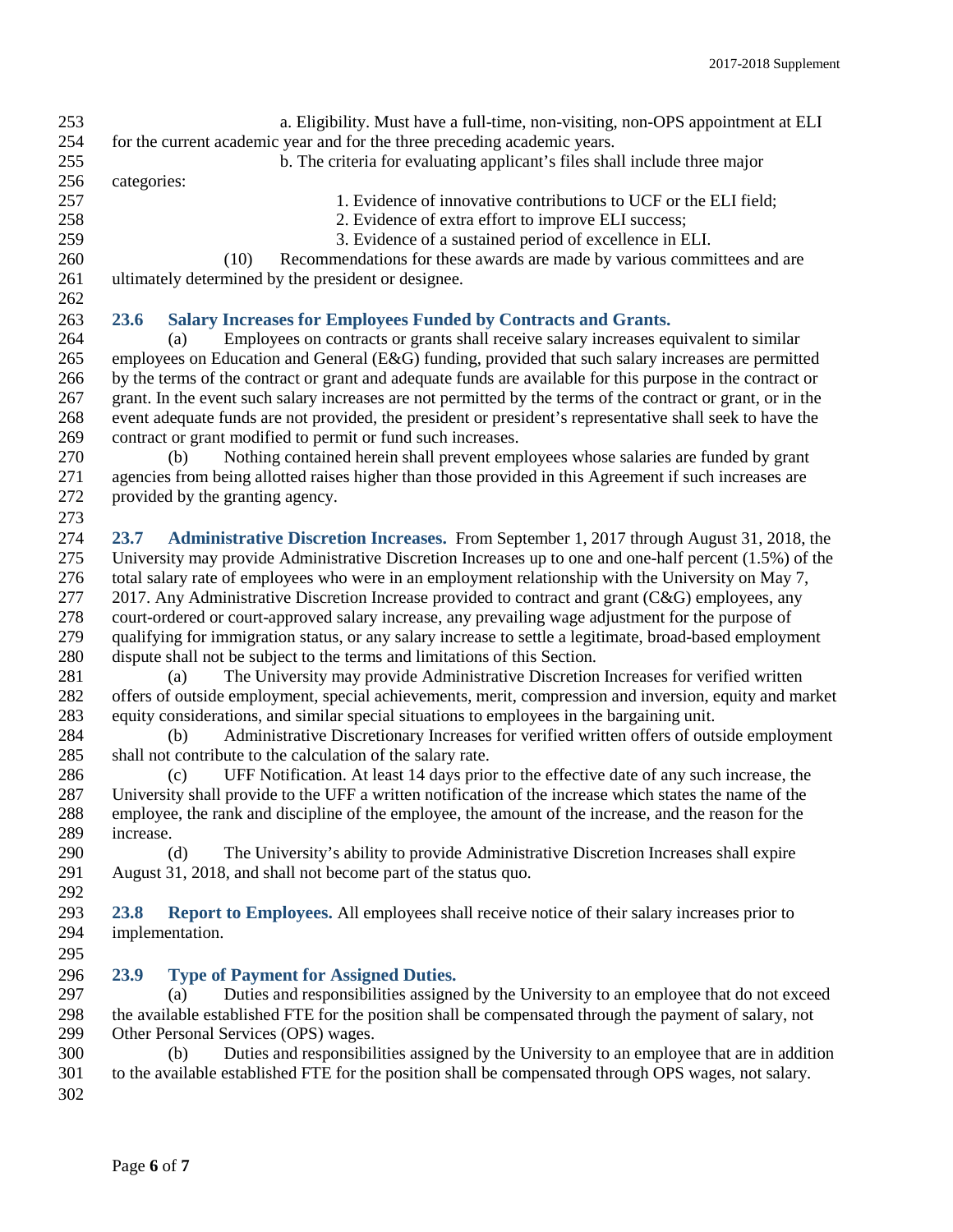a. Eligibility. Must have a full-time, non-visiting, non-OPS appointment at ELI for the current academic year and for the three preceding academic years.

b. The criteria for evaluating applicant's files shall include three major categories:

1. Evidence of innovative contributions to UCF or the ELI field;
2. Evidence of extra effort to improve ELI success;
3. Evidence of a sustained period of excellence in ELI.

(10) Recommendations for these awards are made by various committees and are ultimately determined by the president or designee.

### 23.6 Salary Increases for Employees Funded by Contracts and Grants.

(a) Employees on contracts or grants shall receive salary increases equivalent to similar employees on Education and General (E&G) funding, provided that such salary increases are permitted by the terms of the contract or grant and adequate funds are available for this purpose in the contract or grant. In the event such salary increases are not permitted by the terms of the contract or grant, or in the event adequate funds are not provided, the president or president's representative shall seek to have the contract or grant modified to permit or fund such increases.

(b) Nothing contained herein shall prevent employees whose salaries are funded by grant agencies from being allotted raises higher than those provided in this Agreement if such increases are provided by the granting agency.

**23.7 Administrative Discretion Increases.** From September 1, 2017 through August 31, 2018, the University may provide Administrative Discretion Increases up to one and one-half percent (1.5%) of the total salary rate of employees who were in an employment relationship with the University on May 7, 2017. Any Administrative Discretion Increase provided to contract and grant (C&G) employees, any court-ordered or court-approved salary increase, any prevailing wage adjustment for the purpose of qualifying for immigration status, or any salary increase to settle a legitimate, broad-based employment dispute shall not be subject to the terms and limitations of this Section.

(a) The University may provide Administrative Discretion Increases for verified written offers of outside employment, special achievements, merit, compression and inversion, equity and market equity considerations, and similar special situations to employees in the bargaining unit.

(b) Administrative Discretionary Increases for verified written offers of outside employment shall not contribute to the calculation of the salary rate.

(c) UFF Notification. At least 14 days prior to the effective date of any such increase, the University shall provide to the UFF a written notification of the increase which states the name of the employee, the rank and discipline of the employee, the amount of the increase, and the reason for the increase.

(d) The University's ability to provide Administrative Discretion Increases shall expire August 31, 2018, and shall not become part of the status quo.

**23.8 Report to Employees.** All employees shall receive notice of their salary increases prior to implementation.

### 23.9 Type of Payment for Assigned Duties.

(a) Duties and responsibilities assigned by the University to an employee that do not exceed the available established FTE for the position shall be compensated through the payment of salary, not Other Personal Services (OPS) wages.

(b) Duties and responsibilities assigned by the University to an employee that are in addition to the available established FTE for the position shall be compensated through OPS wages, not salary.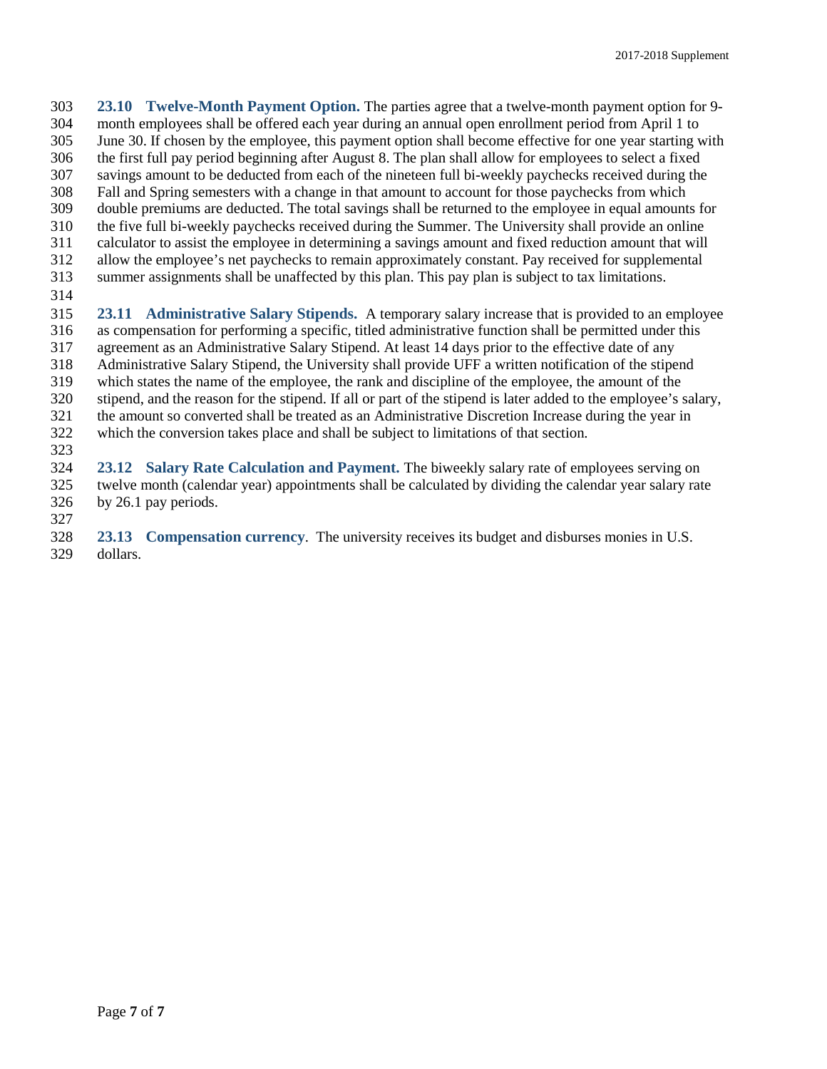**23.10 Twelve-Month Payment Option.** The parties agree that a twelve-month payment option for 9-month employees shall be offered each year during an annual open enrollment period from April 1 to June 30. If chosen by the employee, this payment option shall become effective for one year starting with the first full pay period beginning after August 8. The plan shall allow for employees to select a fixed savings amount to be deducted from each of the nineteen full bi-weekly paychecks received during the Fall and Spring semesters with a change in that amount to account for those paychecks from which double premiums are deducted. The total savings shall be returned to the employee in equal amounts for the five full bi-weekly paychecks received during the Summer. The University shall provide an online calculator to assist the employee in determining a savings amount and fixed reduction amount that will allow the employee's net paychecks to remain approximately constant. Pay received for supplemental summer assignments shall be unaffected by this plan. This pay plan is subject to tax limitations.

**23.11 Administrative Salary Stipends.** A temporary salary increase that is provided to an employee as compensation for performing a specific, titled administrative function shall be permitted under this agreement as an Administrative Salary Stipend. At least 14 days prior to the effective date of any Administrative Salary Stipend, the University shall provide UFF a written notification of the stipend which states the name of the employee, the rank and discipline of the employee, the amount of the stipend, and the reason for the stipend. If all or part of the stipend is later added to the employee's salary, the amount so converted shall be treated as an Administrative Discretion Increase during the year in which the conversion takes place and shall be subject to limitations of that section.

**23.12 Salary Rate Calculation and Payment.** The biweekly salary rate of employees serving on twelve month (calendar year) appointments shall be calculated by dividing the calendar year salary rate by 26.1 pay periods.

**23.13 Compensation currency**. The university receives its budget and disburses monies in U.S. dollars.